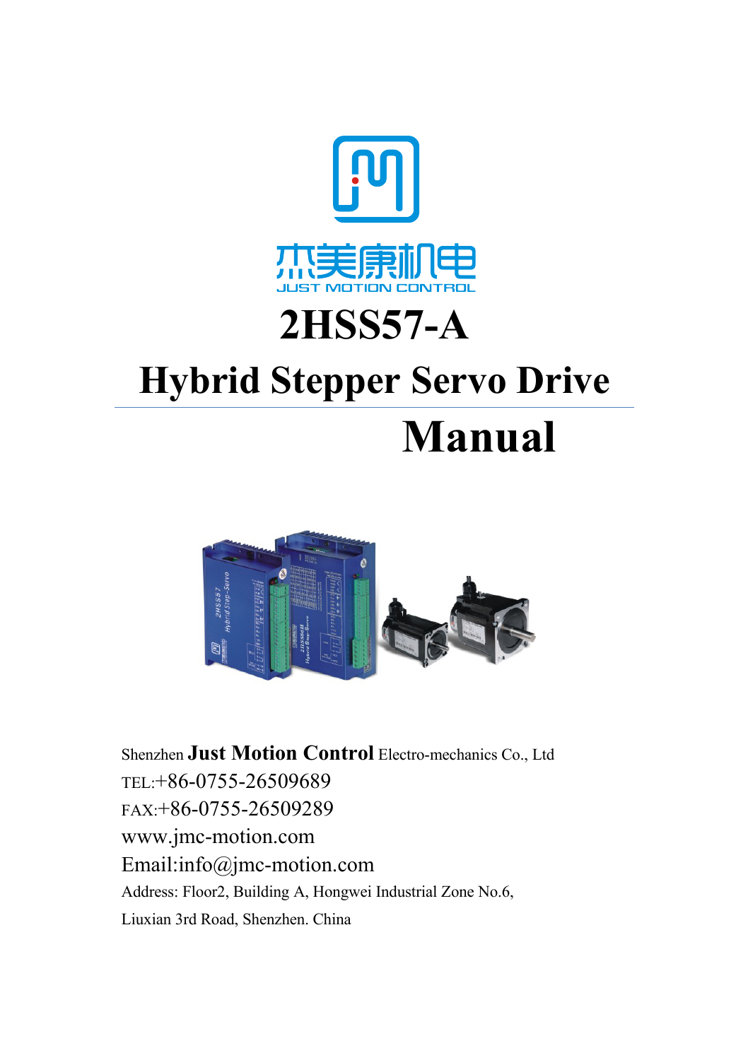杰美康机电

JUST MOTION CONTROL

# 2HSS57-A

# Hybrid Stepper Servo Drive

# Manual

Shenzhen **Just Motion Control** Electro-mechanics Co., Ltd

TEL:+86-0755-26509689

FAX:+86-0755-26509289

www.jmc-motion.com

Email:info@jmc-motion.com

Address: Floor2, Building A, Hongwei Industrial Zone No.6,

Liuxian 3rd Road, Shenzhen. China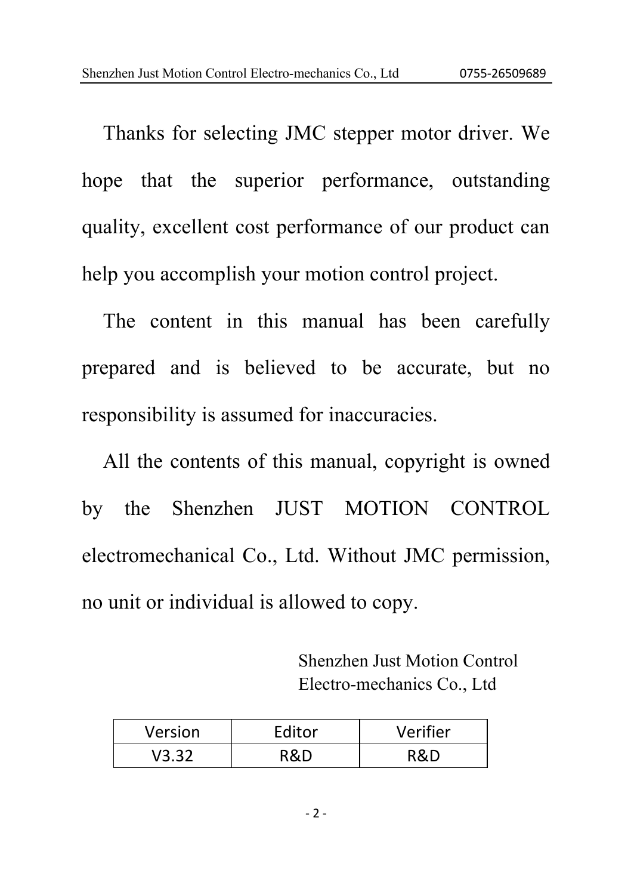Thanks for selecting JMC stepper motor driver. We hope that the superior performance, outstanding quality, excellent cost performance of our product can help you accomplish your motion control project.

The content in this manual has been carefully prepared and is believed to be accurate, but no responsibility is assumed for inaccuracies.

All the contents of this manual, copyright is owned by the Shenzhen JUST MOTION CONTROL electromechanical Co., Ltd. Without JMC permission, no unit or individual is allowed to copy.

Shenzhen Just Motion Control
Electro-mechanics Co., Ltd

| Version | Editor | Verifier |
|---|---|---|
| V3.32 | R&D | R&D |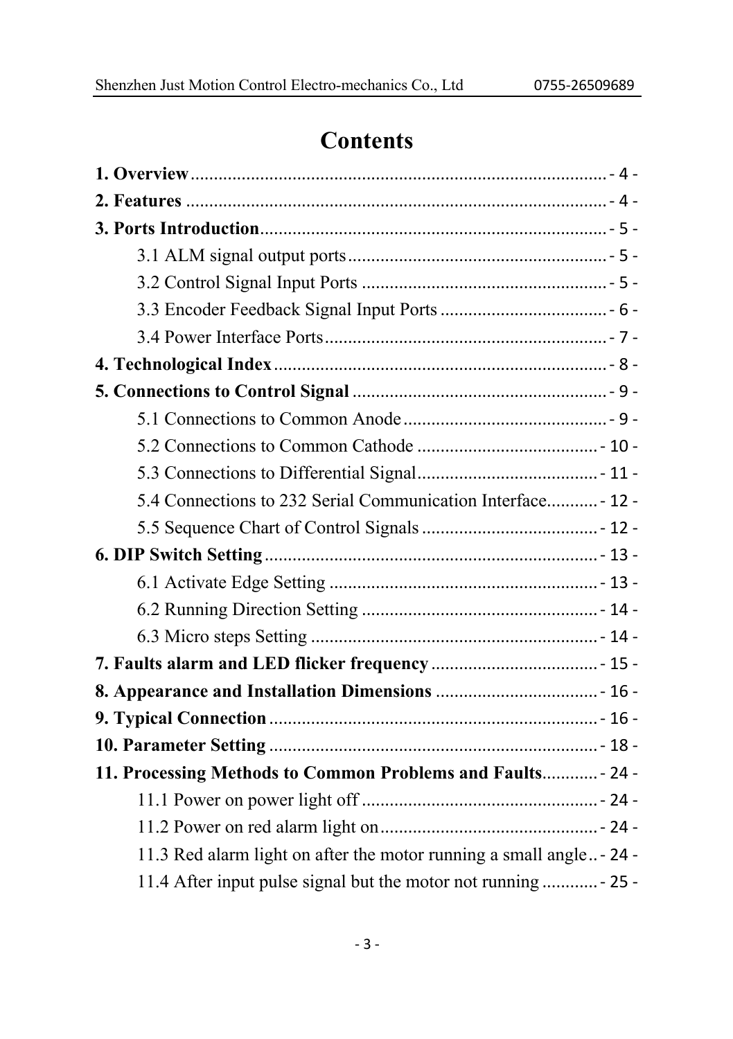# Contents

**1. Overview** - 4 -

**2. Features** - 4 -

**3. Ports Introduction** - 5 -

- 3.1 ALM signal output ports - 5 -
- 3.2 Control Signal Input Ports - 5 -
- 3.3 Encoder Feedback Signal Input Ports - 6 -
- 3.4 Power Interface Ports - 7 -

**4. Technological Index** - 8 -

**5. Connections to Control Signal** - 9 -

- 5.1 Connections to Common Anode - 9 -
- 5.2 Connections to Common Cathode - 10 -
- 5.3 Connections to Differential Signal - 11 -
- 5.4 Connections to 232 Serial Communication Interface - 12 -
- 5.5 Sequence Chart of Control Signals - 12 -

**6. DIP Switch Setting** - 13 -

- 6.1 Activate Edge Setting - 13 -
- 6.2 Running Direction Setting - 14 -
- 6.3 Micro steps Setting - 14 -

**7. Faults alarm and LED flicker frequency** - 15 -

**8. Appearance and Installation Dimensions** - 16 -

**9. Typical Connection** - 16 -

**10. Parameter Setting** - 18 -

**11. Processing Methods to Common Problems and Faults** - 24 -

- 11.1 Power on power light off - 24 -
- 11.2 Power on red alarm light on - 24 -
- 11.3 Red alarm light on after the motor running a small angle - 24 -
- 11.4 After input pulse signal but the motor not running - 25 -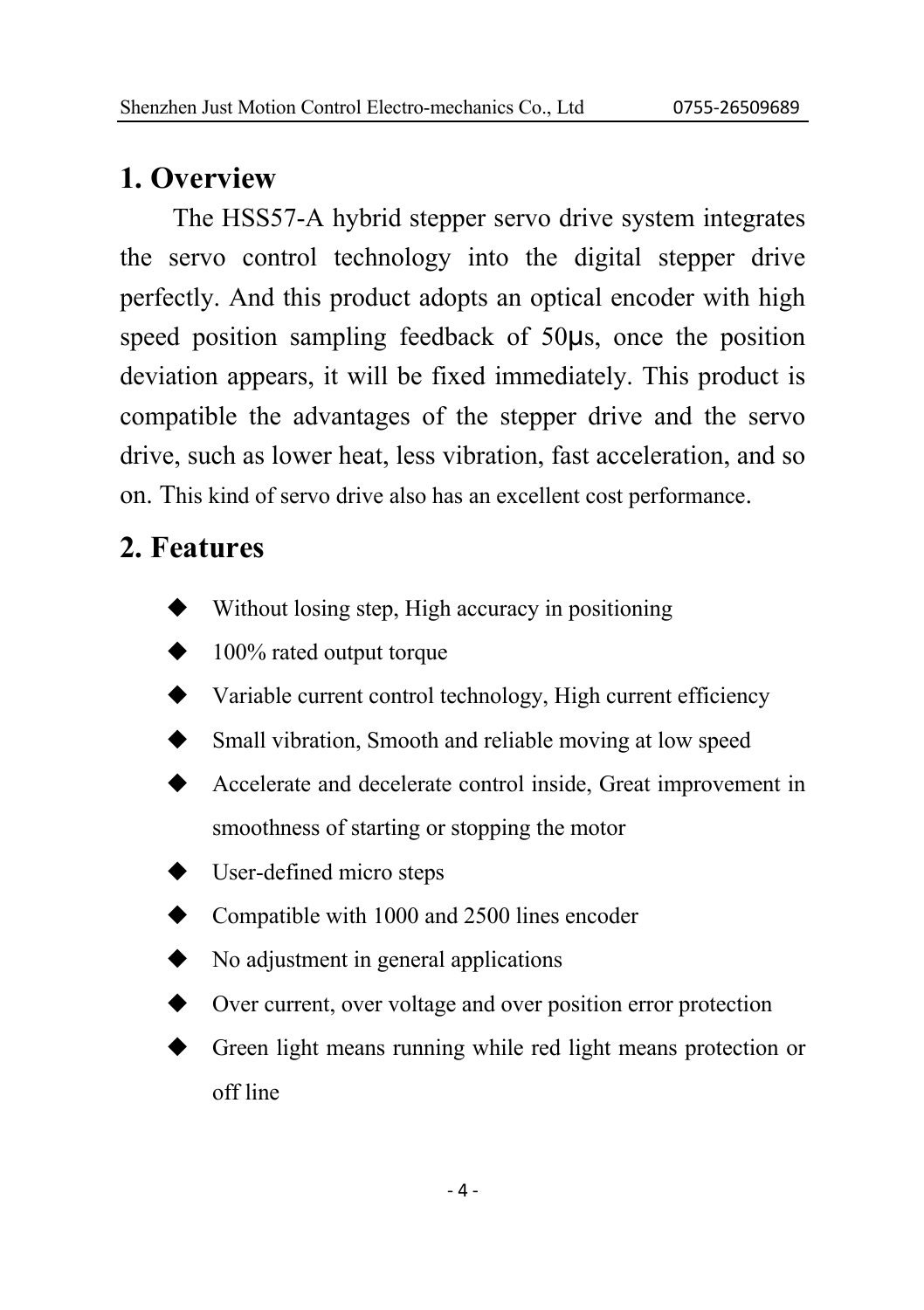# 1. Overview

The HSS57-A hybrid stepper servo drive system integrates the servo control technology into the digital stepper drive perfectly. And this product adopts an optical encoder with high speed position sampling feedback of 50μs, once the position deviation appears, it will be fixed immediately. This product is compatible the advantages of the stepper drive and the servo drive, such as lower heat, less vibration, fast acceleration, and so on. This kind of servo drive also has an excellent cost performance.

# 2. Features

- Without losing step, High accuracy in positioning
- 100% rated output torque
- Variable current control technology, High current efficiency
- Small vibration, Smooth and reliable moving at low speed
- Accelerate and decelerate control inside, Great improvement in smoothness of starting or stopping the motor
- User-defined micro steps
- Compatible with 1000 and 2500 lines encoder
- No adjustment in general applications
- Over current, over voltage and over position error protection
- Green light means running while red light means protection or off line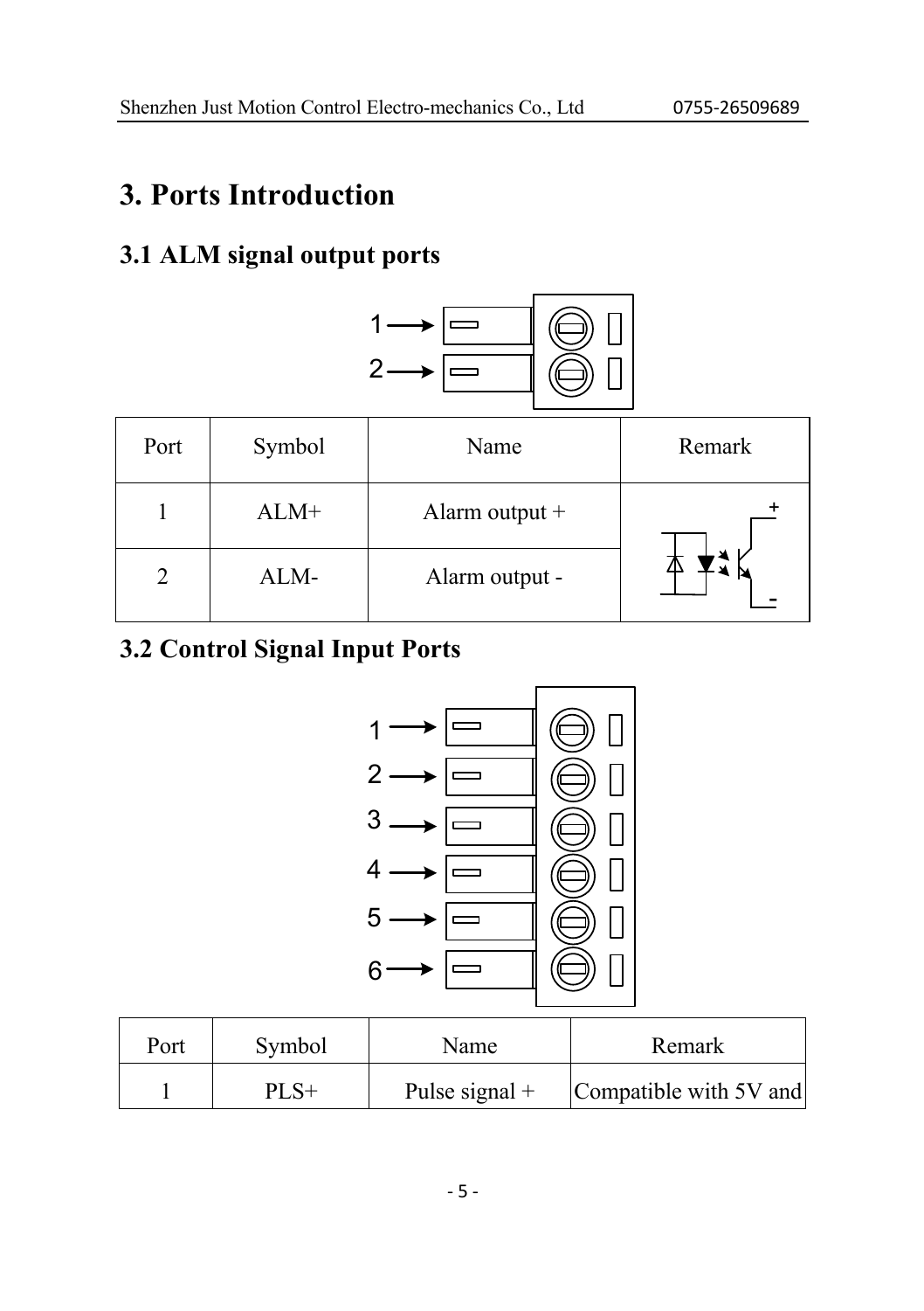# 3. Ports Introduction

## 3.1 ALM signal output ports

| Port | Symbol | Name | Remark |
|---|---|---|---|
| 1 | ALM+ | Alarm output + | |
| 2 | ALM- | Alarm output - | |

## 3.2 Control Signal Input Ports

| Port | Symbol | Name | Remark |
|---|---|---|---|
| 1 | PLS+ | Pulse signal + | Compatible with 5V and |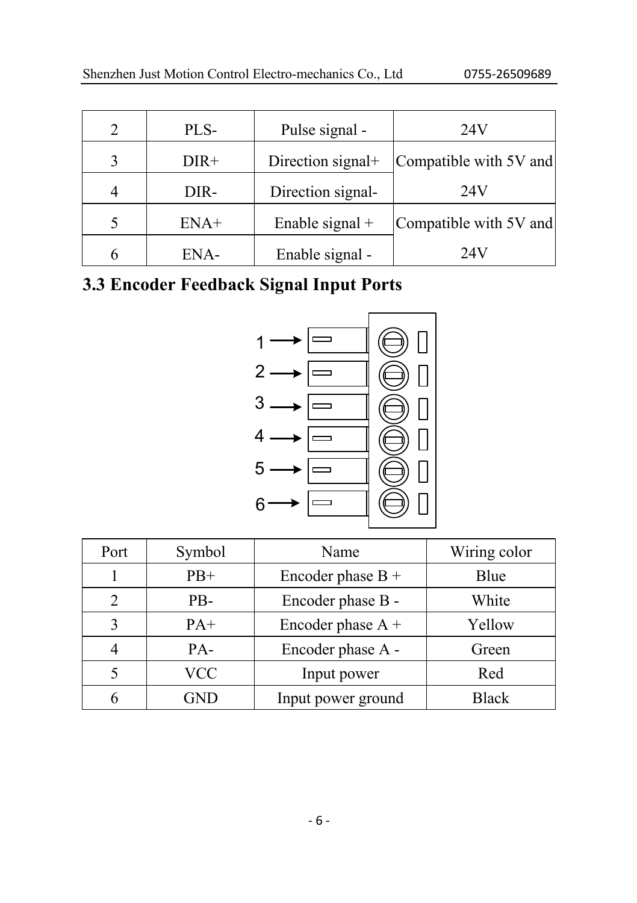| 2 | PLS- | Pulse signal - | 24V |
|---|---|---|---|
| 3 | DIR+ | Direction signal+ | Compatible with 5V and 24V |
| 4 | DIR- | Direction signal- | |
| 5 | ENA+ | Enable signal + | Compatible with 5V and 24V |
| 6 | ENA- | Enable signal - | |

### 3.3 Encoder Feedback Signal Input Ports

| Port | Symbol | Name | Wiring color |
|---|---|---|---|
| 1 | PB+ | Encoder phase B + | Blue |
| 2 | PB- | Encoder phase B - | White |
| 3 | PA+ | Encoder phase A + | Yellow |
| 4 | PA- | Encoder phase A - | Green |
| 5 | VCC | Input power | Red |
| 6 | GND | Input power ground | Black |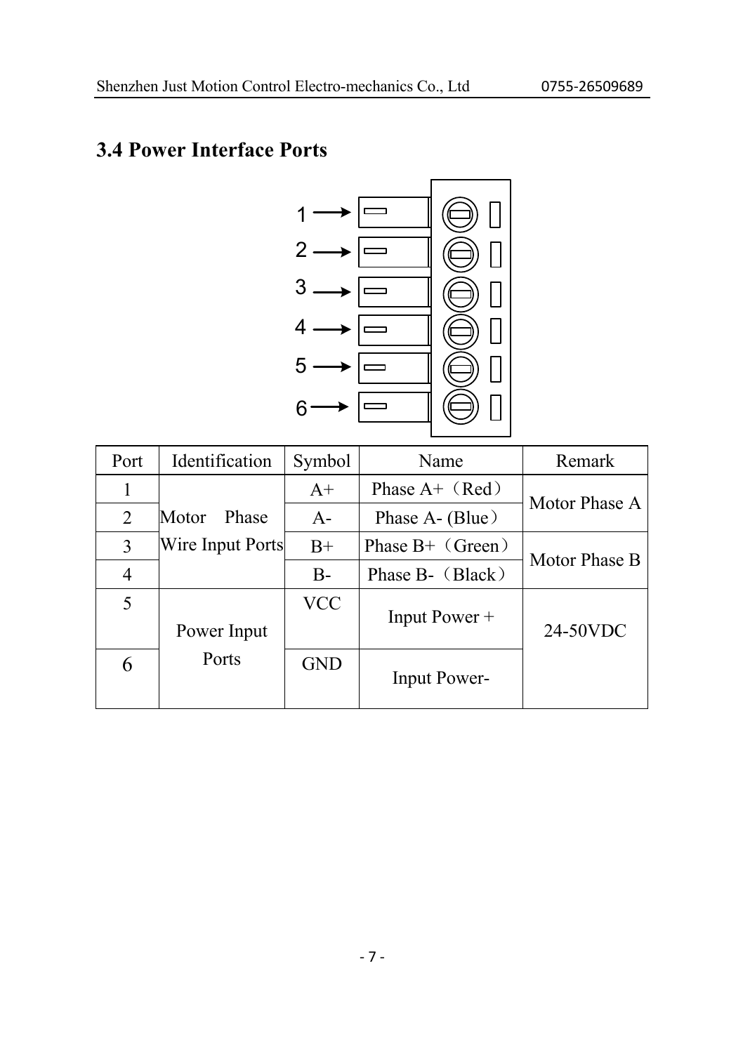## 3.4 Power Interface Ports

| Port | Identification | Symbol | Name | Remark |
|---|---|---|---|---|
| 1 | Motor Phase Wire Input Ports | A+ | Phase A+（Red） | Motor Phase A |
| 2 | | A- | Phase A- (Blue） | |
| 3 | | B+ | Phase B+（Green） | Motor Phase B |
| 4 | | B- | Phase B-（Black） | |
| 5 | Power Input Ports | VCC | Input Power + | 24-50VDC |
| 6 | | GND | Input Power- | |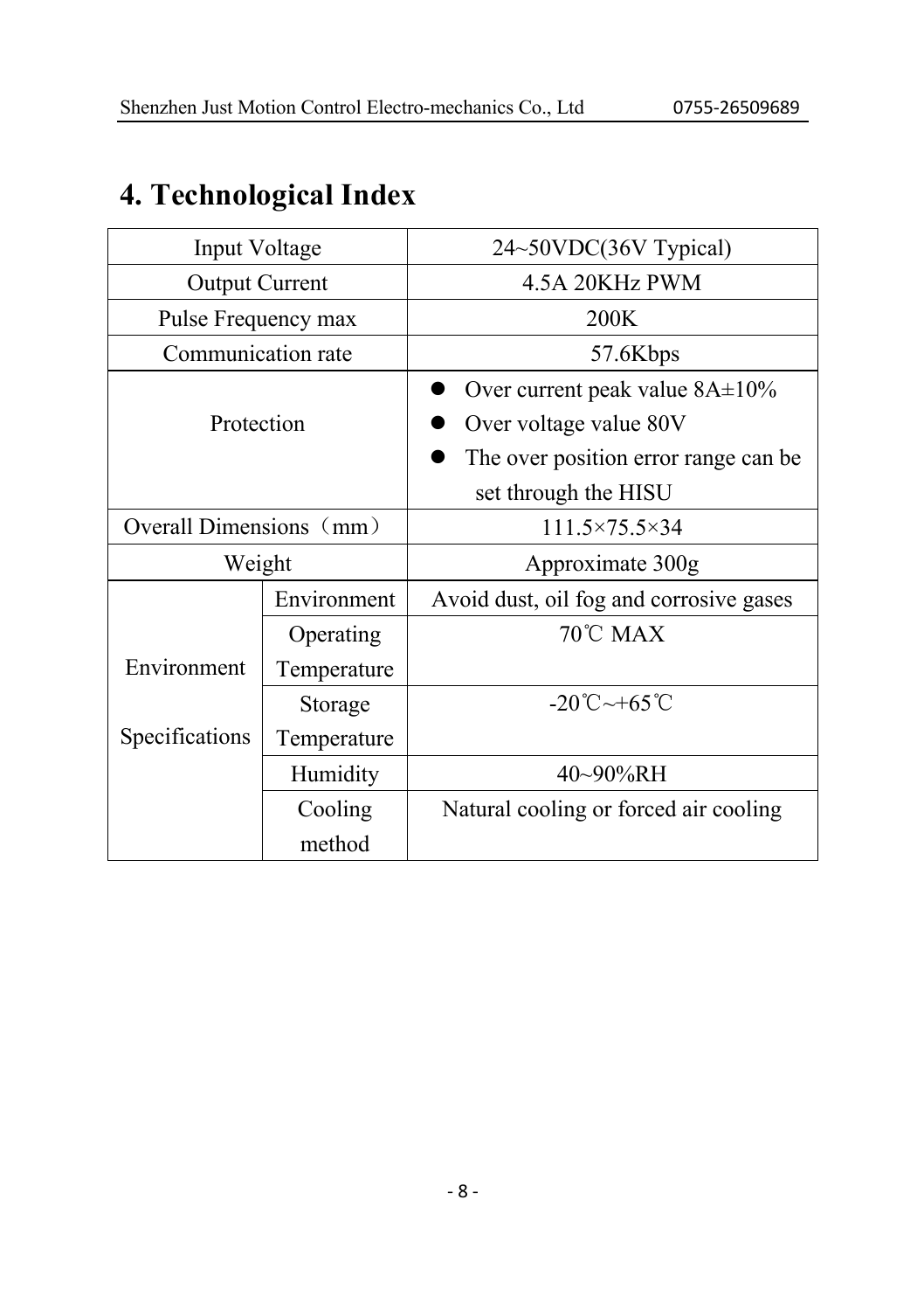# 4. Technological Index

| Input Voltage | | 24~50VDC(36V Typical) |
|---|---|---|
| Output Current | | 4.5A 20KHz PWM |
| Pulse Frequency max | | 200K |
| Communication rate | | 57.6Kbps |
| Protection | | • Over current peak value 8A±10%<br>• Over voltage value 80V<br>• The over position error range can be set through the HISU |
| Overall Dimensions（mm） | | 111.5×75.5×34 |
| Weight | | Approximate 300g |
| Environment Specifications | Environment | Avoid dust, oil fog and corrosive gases |
| | Operating Temperature | 70℃ MAX |
| | Storage Temperature | -20℃~+65℃ |
| | Humidity | 40~90%RH |
| | Cooling method | Natural cooling or forced air cooling |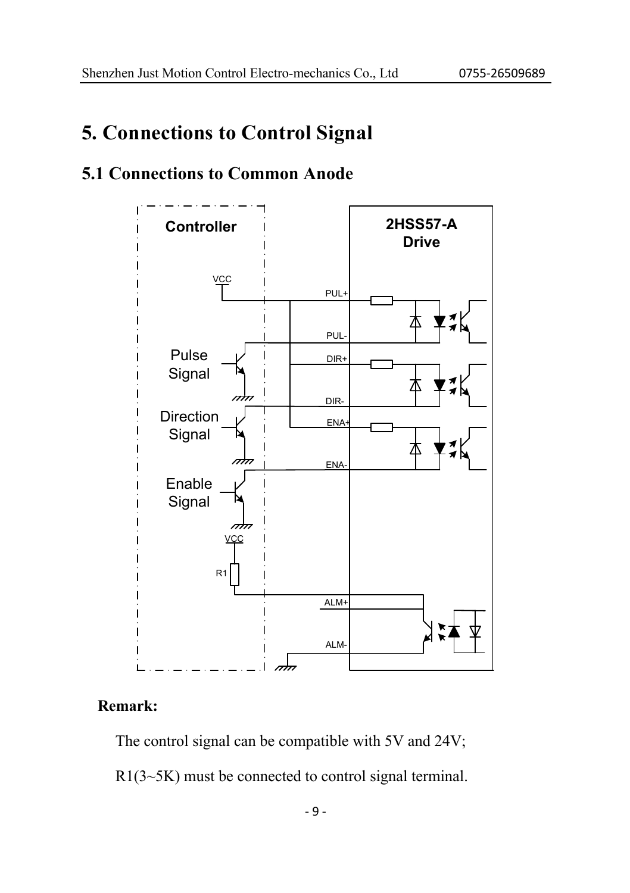# 5. Connections to Control Signal

## 5.1 Connections to Common Anode

**Remark:**

The control signal can be compatible with 5V and 24V;

R1(3~5K) must be connected to control signal terminal.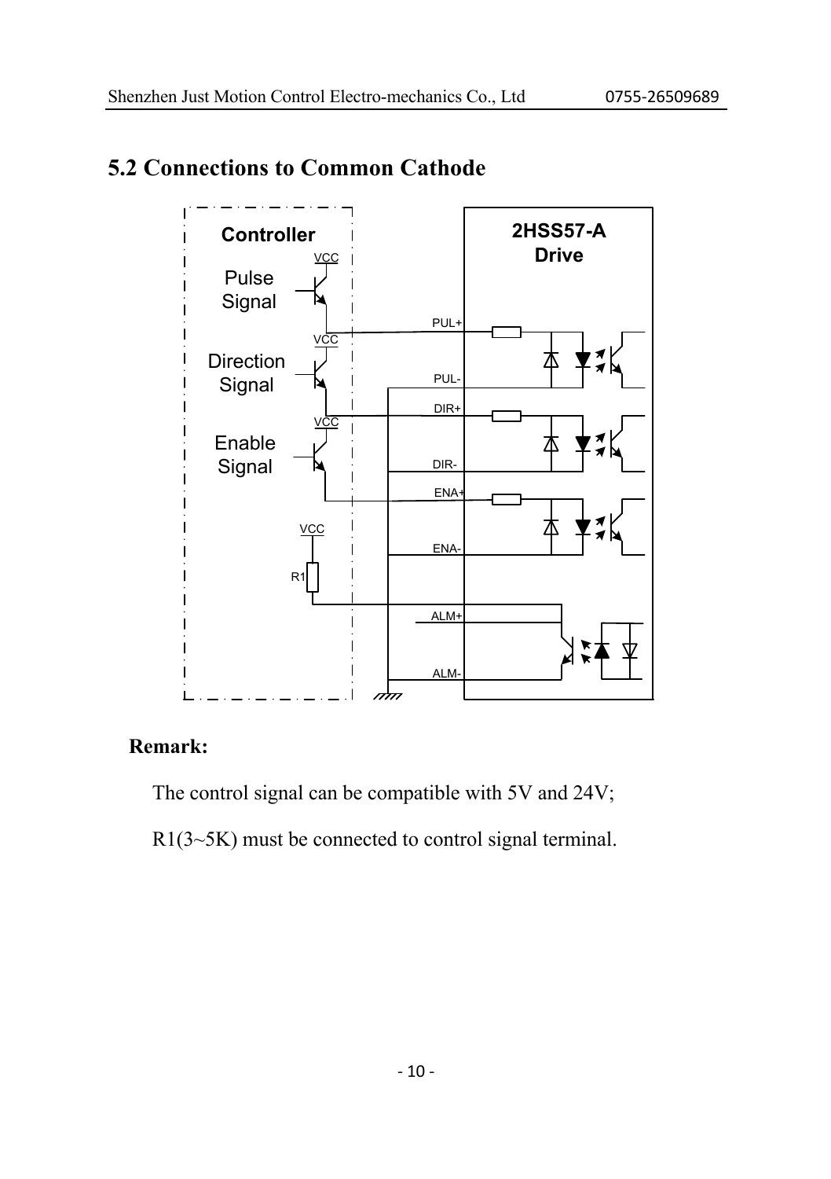## 5.2 Connections to Common Cathode

**Remark:**

The control signal can be compatible with 5V and 24V;

R1(3~5K) must be connected to control signal terminal.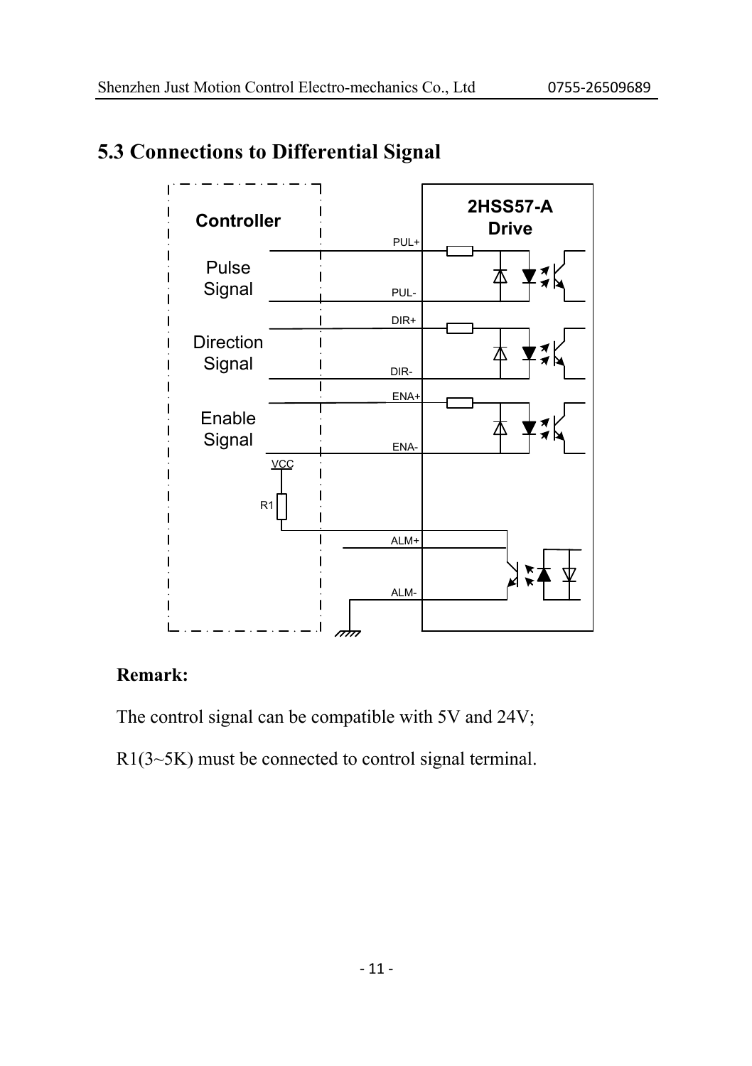## 5.3 Connections to Differential Signal

Controller

Pulse Signal

Direction Signal

Enable Signal

VCC

R1

PUL+

PUL-

DIR+

DIR-

ENA+

ENA-

ALM+

ALM-

2HSS57-A Drive

**Remark:**

The control signal can be compatible with 5V and 24V;

R1(3~5K) must be connected to control signal terminal.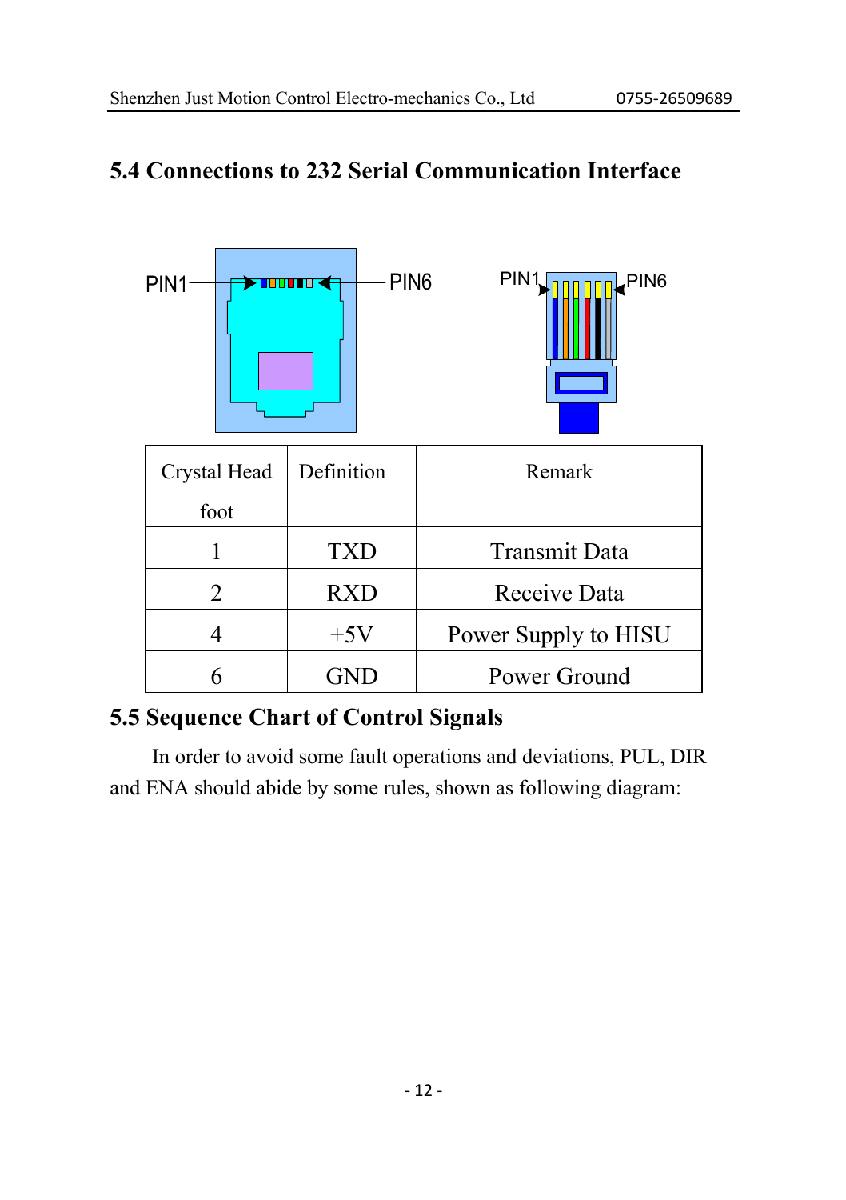## 5.4 Connections to 232 Serial Communication Interface

PIN1 PIN6 PIN1 PIN6

| Crystal Head foot | Definition | Remark |
|---|---|---|
| 1 | TXD | Transmit Data |
| 2 | RXD | Receive Data |
| 4 | +5V | Power Supply to HISU |
| 6 | GND | Power Ground |

## 5.5 Sequence Chart of Control Signals

In order to avoid some fault operations and deviations, PUL, DIR and ENA should abide by some rules, shown as following diagram: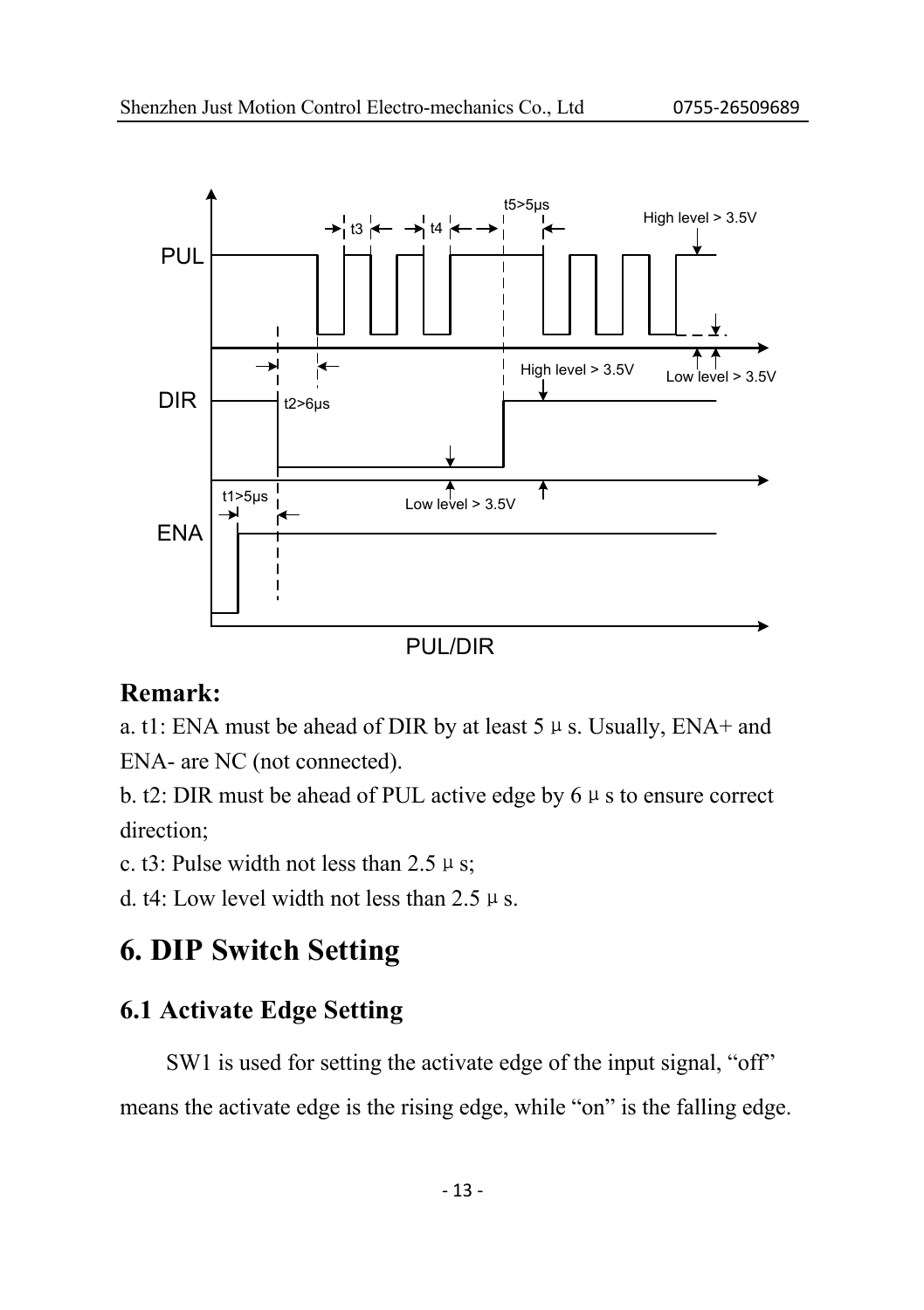**Remark:**

a. t1: ENA must be ahead of DIR by at least 5 μs. Usually, ENA+ and ENA- are NC (not connected).

b. t2: DIR must be ahead of PUL active edge by 6 μs to ensure correct direction;

c. t3: Pulse width not less than 2.5 μs;

d. t4: Low level width not less than 2.5 μs.

# 6. DIP Switch Setting

## 6.1 Activate Edge Setting

SW1 is used for setting the activate edge of the input signal, “off” means the activate edge is the rising edge, while “on” is the falling edge.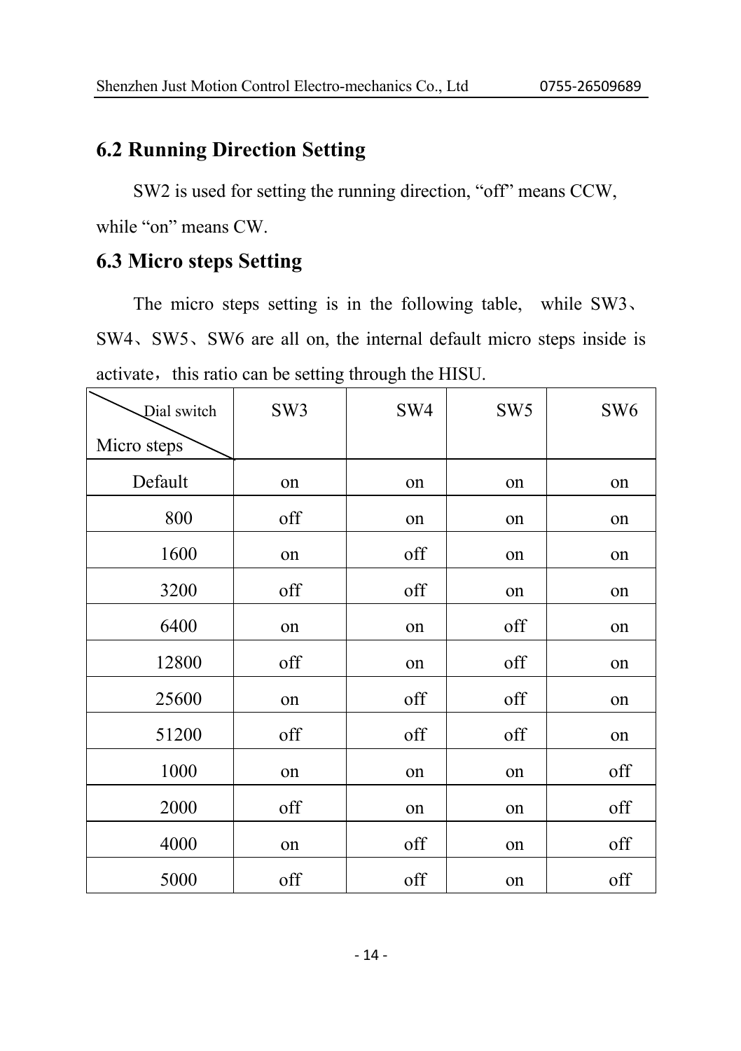## 6.2 Running Direction Setting

SW2 is used for setting the running direction, “off” means CCW, while “on” means CW.

## 6.3 Micro steps Setting

The micro steps setting is in the following table, while SW3、SW4、SW5、SW6 are all on, the internal default micro steps inside is activate，this ratio can be setting through the HISU.

| Dial switch / Micro steps | SW3 | SW4 | SW5 | SW6 |
|---|---|---|---|---|
| Default | on | on | on | on |
| 800 | off | on | on | on |
| 1600 | on | off | on | on |
| 3200 | off | off | on | on |
| 6400 | on | on | off | on |
| 12800 | off | on | off | on |
| 25600 | on | off | off | on |
| 51200 | off | off | off | on |
| 1000 | on | on | on | off |
| 2000 | off | on | on | off |
| 4000 | on | off | on | off |
| 5000 | off | off | on | off |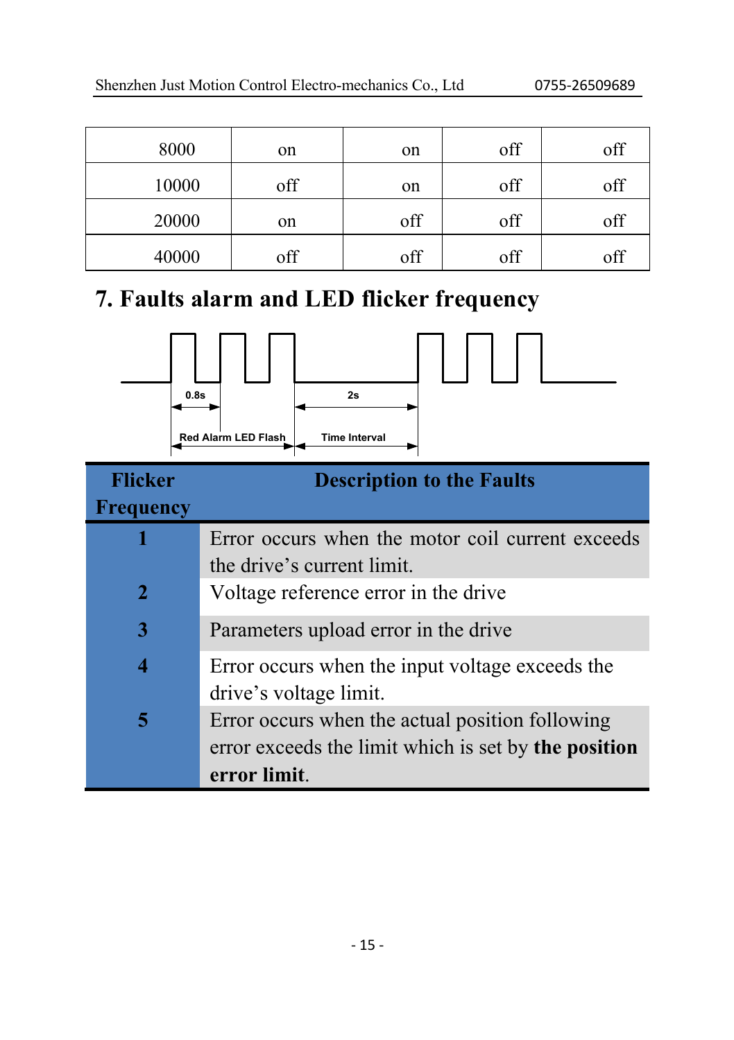| 8000 | on | on | off | off |
|---|---|---|---|---|
| 10000 | off | on | off | off |
| 20000 | on | off | off | off |
| 40000 | off | off | off | off |

# 7. Faults alarm and LED flicker frequency

0.8s

2s

Red Alarm LED Flash

Time Interval

| Flicker Frequency | Description to the Faults |
|---|---|
| 1 | Error occurs when the motor coil current exceeds the drive's current limit. |
| 2 | Voltage reference error in the drive |
| 3 | Parameters upload error in the drive |
| 4 | Error occurs when the input voltage exceeds the drive's voltage limit. |
| 5 | Error occurs when the actual position following error exceeds the limit which is set by **the position error limit**. |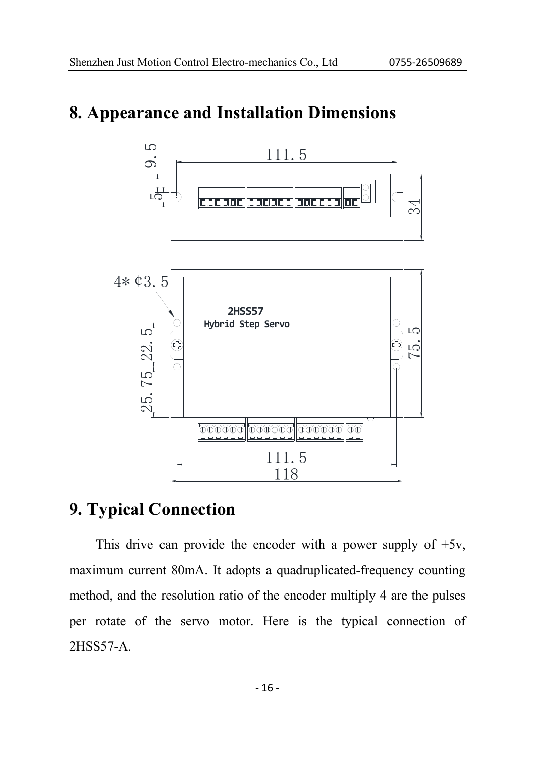# 8. Appearance and Installation Dimensions

# 9. Typical Connection

This drive can provide the encoder with a power supply of +5v, maximum current 80mA. It adopts a quadruplicated-frequency counting method, and the resolution ratio of the encoder multiply 4 are the pulses per rotate of the servo motor. Here is the typical connection of 2HSS57-A.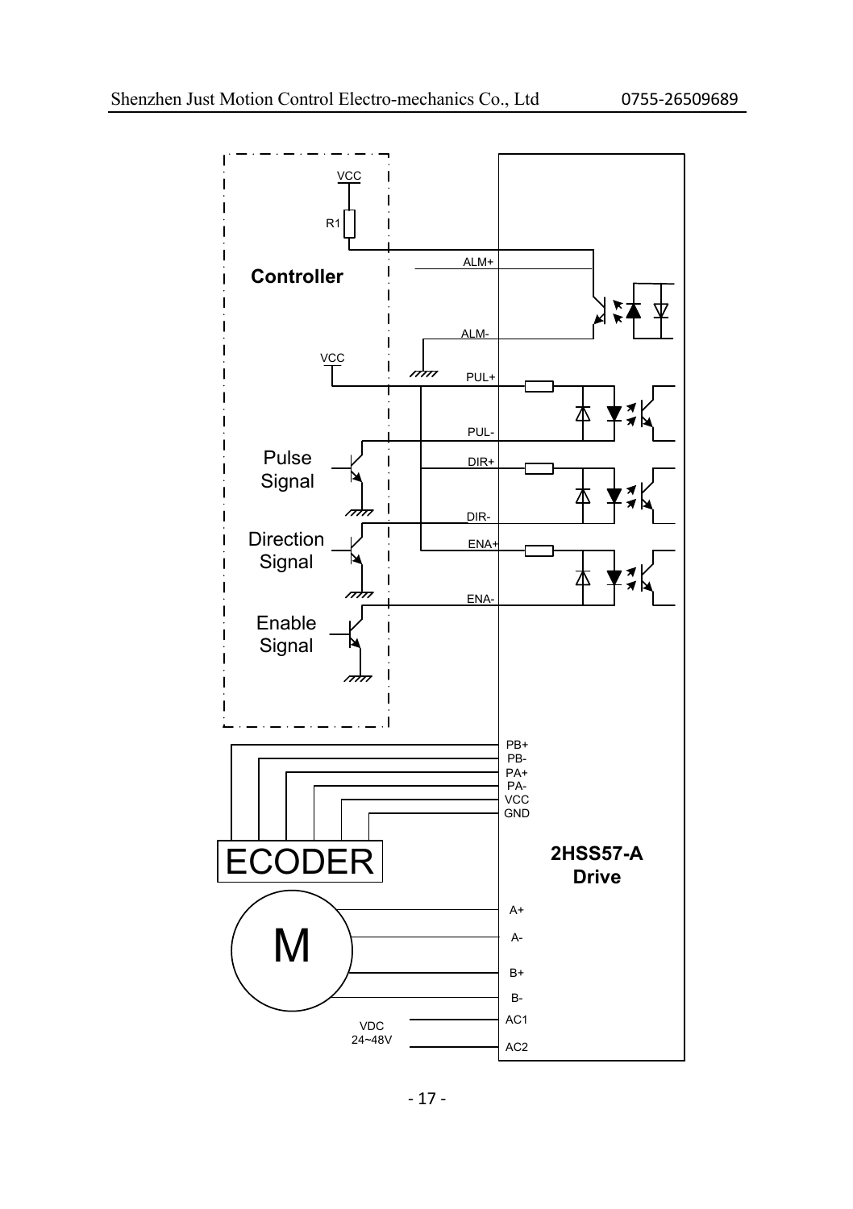Controller

VCC

R1

ALM+

ALM-

VCC

PUL+

PUL-

Pulse Signal

DIR+

DIR-

Direction Signal

ENA+

ENA-

Enable Signal

PB+
PB-
PA+
PA-
VCC
GND

ECODER

2HSS57-A Drive

M

A+

A-

B+

B-

VDC 24~48V

AC1

AC2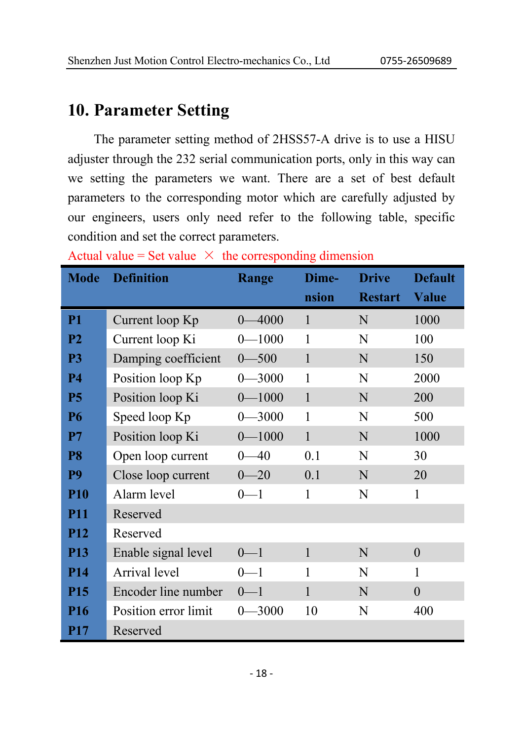## 10. Parameter Setting

The parameter setting method of 2HSS57-A drive is to use a HISU adjuster through the 232 serial communication ports, only in this way can we setting the parameters we want. There are a set of best default parameters to the corresponding motor which are carefully adjusted by our engineers, users only need refer to the following table, specific condition and set the correct parameters.

Actual value = Set value × the corresponding dimension

| Mode | Definition | Range | Dime-nsion | Drive Restart | Default Value |
|---|---|---|---|---|---|
| **P1** | Current loop Kp | 0—4000 | 1 | N | 1000 |
| **P2** | Current loop Ki | 0—1000 | 1 | N | 100 |
| **P3** | Damping coefficient | 0—500 | 1 | N | 150 |
| **P4** | Position loop Kp | 0—3000 | 1 | N | 2000 |
| **P5** | Position loop Ki | 0—1000 | 1 | N | 200 |
| **P6** | Speed loop Kp | 0—3000 | 1 | N | 500 |
| **P7** | Position loop Ki | 0—1000 | 1 | N | 1000 |
| **P8** | Open loop current | 0—40 | 0.1 | N | 30 |
| **P9** | Close loop current | 0—20 | 0.1 | N | 20 |
| **P10** | Alarm level | 0—1 | 1 | N | 1 |
| **P11** | Reserved | | | | |
| **P12** | Reserved | | | | |
| **P13** | Enable signal level | 0—1 | 1 | N | 0 |
| **P14** | Arrival level | 0—1 | 1 | N | 1 |
| **P15** | Encoder line number | 0—1 | 1 | N | 0 |
| **P16** | Position error limit | 0—3000 | 10 | N | 400 |
| **P17** | Reserved | | | | |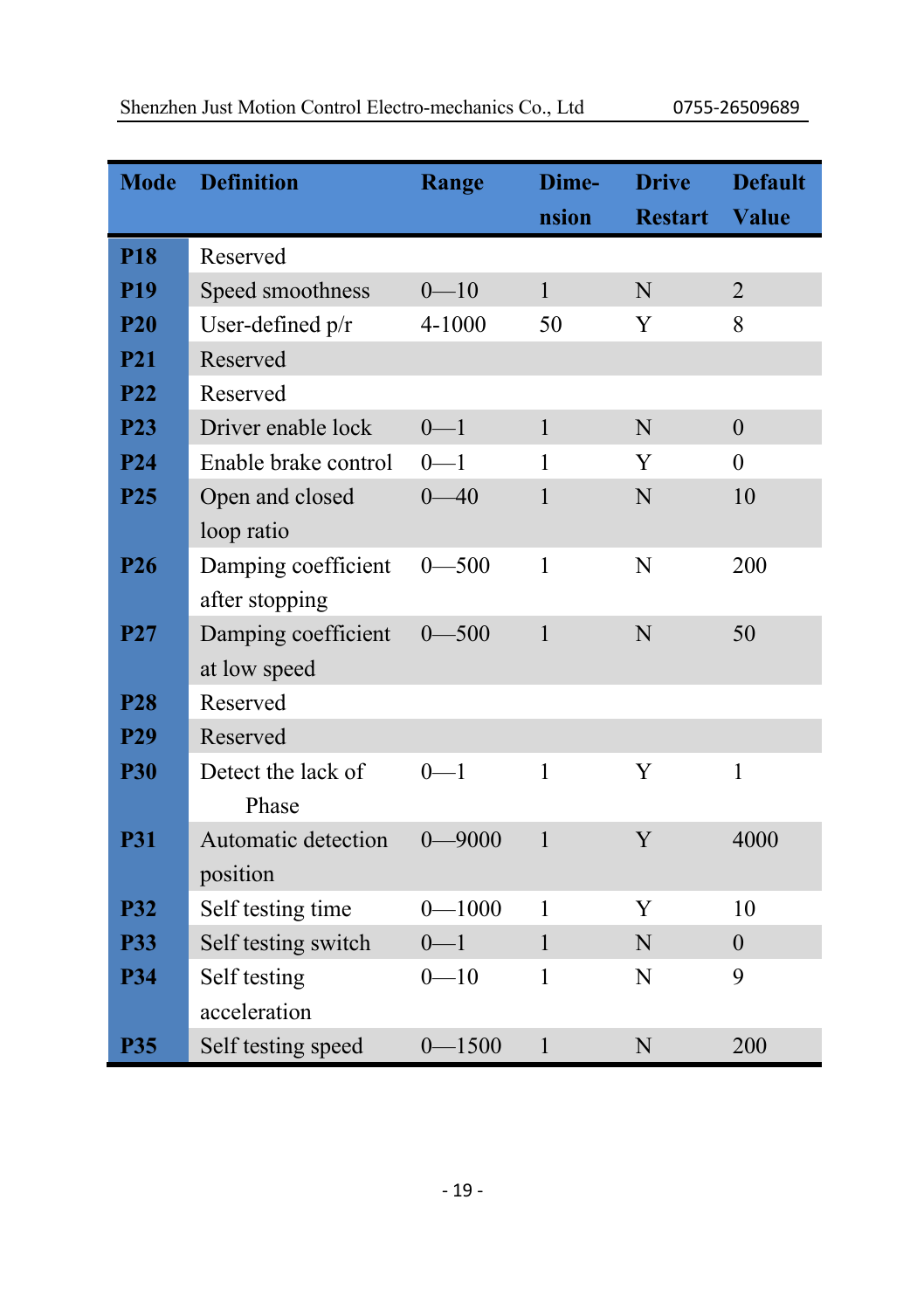| Mode | Definition | Range | Dime-nsion | Drive Restart | Default Value |
|---|---|---|---|---|---|
| **P18** | Reserved | | | | |
| **P19** | Speed smoothness | 0—10 | 1 | N | 2 |
| **P20** | User-defined p/r | 4-1000 | 50 | Y | 8 |
| **P21** | Reserved | | | | |
| **P22** | Reserved | | | | |
| **P23** | Driver enable lock | 0—1 | 1 | N | 0 |
| **P24** | Enable brake control | 0—1 | 1 | Y | 0 |
| **P25** | Open and closed loop ratio | 0—40 | 1 | N | 10 |
| **P26** | Damping coefficient after stopping | 0—500 | 1 | N | 200 |
| **P27** | Damping coefficient at low speed | 0—500 | 1 | N | 50 |
| **P28** | Reserved | | | | |
| **P29** | Reserved | | | | |
| **P30** | Detect the lack of Phase | 0—1 | 1 | Y | 1 |
| **P31** | Automatic detection position | 0—9000 | 1 | Y | 4000 |
| **P32** | Self testing time | 0—1000 | 1 | Y | 10 |
| **P33** | Self testing switch | 0—1 | 1 | N | 0 |
| **P34** | Self testing acceleration | 0—10 | 1 | N | 9 |
| **P35** | Self testing speed | 0—1500 | 1 | N | 200 |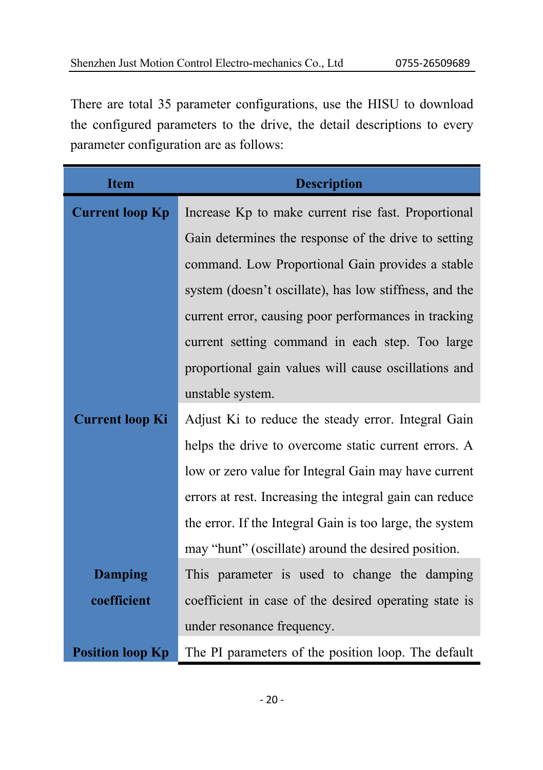There are total 35 parameter configurations, use the HISU to download the configured parameters to the drive, the detail descriptions to every parameter configuration are as follows:

| Item | Description |
| --- | --- |
| **Current loop Kp** | Increase Kp to make current rise fast. Proportional Gain determines the response of the drive to setting command. Low Proportional Gain provides a stable system (doesn't oscillate), has low stiffness, and the current error, causing poor performances in tracking current setting command in each step. Too large proportional gain values will cause oscillations and unstable system. |
| **Current loop Ki** | Adjust Ki to reduce the steady error. Integral Gain helps the drive to overcome static current errors. A low or zero value for Integral Gain may have current errors at rest. Increasing the integral gain can reduce the error. If the Integral Gain is too large, the system may "hunt" (oscillate) around the desired position. |
| **Damping coefficient** | This parameter is used to change the damping coefficient in case of the desired operating state is under resonance frequency. |
| **Position loop Kp** | The PI parameters of the position loop. The default |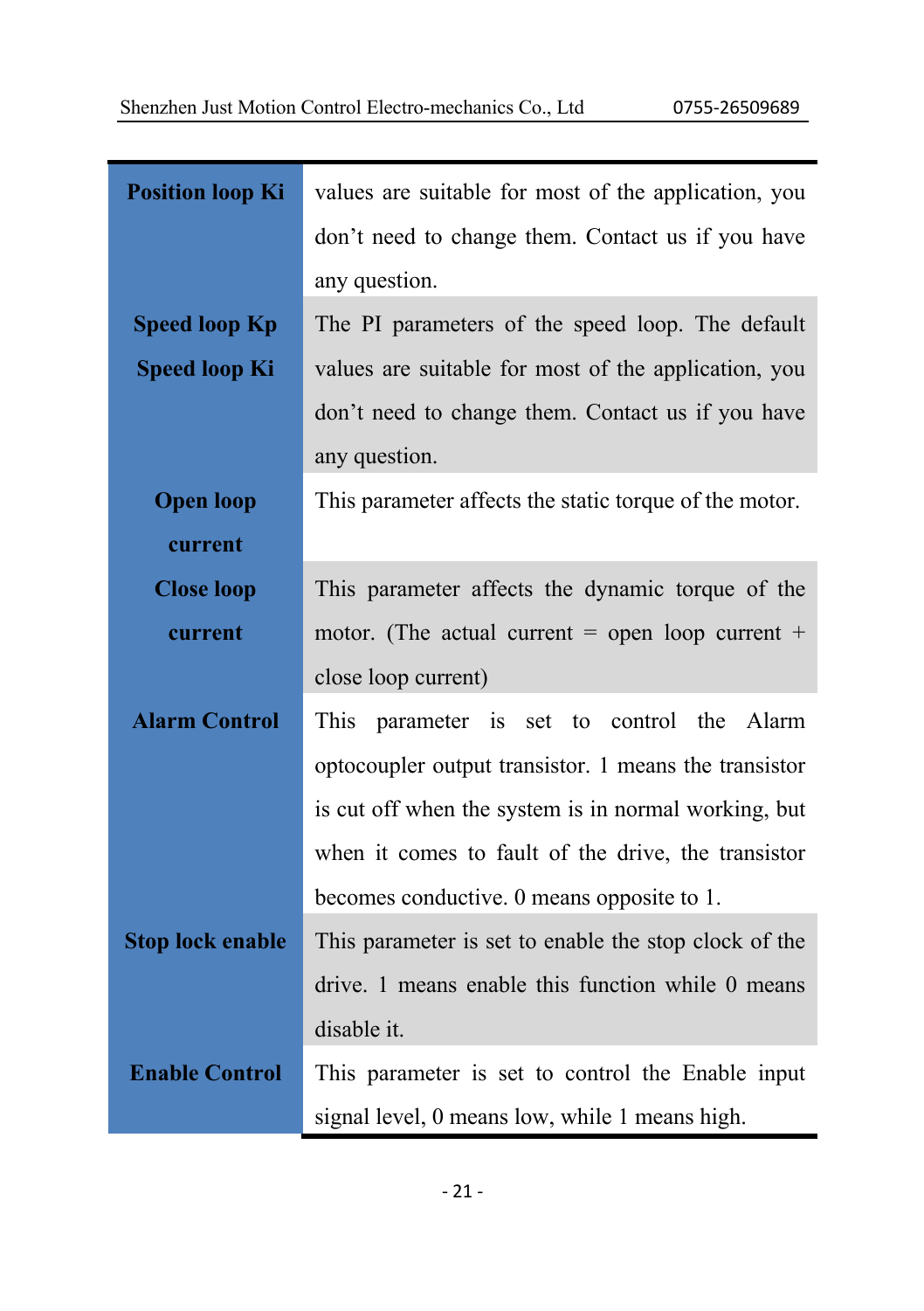| | |
|---|---|
| **Position loop Ki** | values are suitable for most of the application, you don't need to change them. Contact us if you have any question. |
| **Speed loop Kp**<br>**Speed loop Ki** | The PI parameters of the speed loop. The default values are suitable for most of the application, you don't need to change them. Contact us if you have any question. |
| **Open loop current** | This parameter affects the static torque of the motor. |
| **Close loop current** | This parameter affects the dynamic torque of the motor. (The actual current = open loop current + close loop current) |
| **Alarm Control** | This parameter is set to control the Alarm optocoupler output transistor. 1 means the transistor is cut off when the system is in normal working, but when it comes to fault of the drive, the transistor becomes conductive. 0 means opposite to 1. |
| **Stop lock enable** | This parameter is set to enable the stop clock of the drive. 1 means enable this function while 0 means disable it. |
| **Enable Control** | This parameter is set to control the Enable input signal level, 0 means low, while 1 means high. |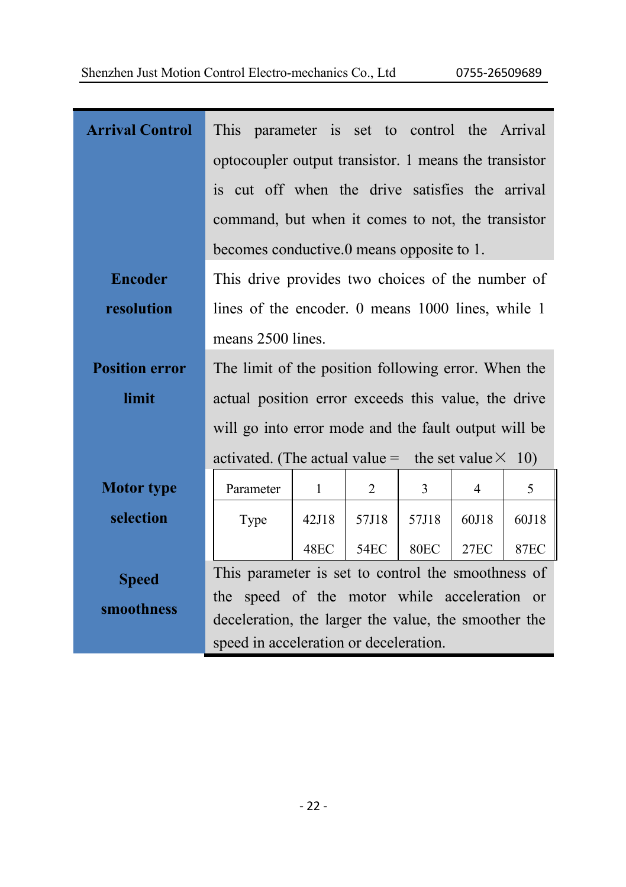| Parameter | Description |
|---|---|
| **Arrival Control** | This parameter is set to control the Arrival optocoupler output transistor. 1 means the transistor is cut off when the drive satisfies the arrival command, but when it comes to not, the transistor becomes conductive.0 means opposite to 1. |
| **Encoder resolution** | This drive provides two choices of the number of lines of the encoder. 0 means 1000 lines, while 1 means 2500 lines. |
| **Position error limit** | The limit of the position following error. When the actual position error exceeds this value, the drive will go into error mode and the fault output will be activated. (The actual value = the set value× 10) |
| **Motor type selection** | Parameter: 1 = 42J1848EC; 2 = 57J1854EC; 3 = 57J1880EC; 4 = 60J1827EC; 5 = 60J1887EC |
| **Speed smoothness** | This parameter is set to control the smoothness of the speed of the motor while acceleration or deceleration, the larger the value, the smoother the speed in acceleration or deceleration. |

Motor type selection:

| Parameter | 1 | 2 | 3 | 4 | 5 |
|---|---|---|---|---|---|
| Type | 42J1848EC | 57J1854EC | 57J1880EC | 60J1827EC | 60J1887EC |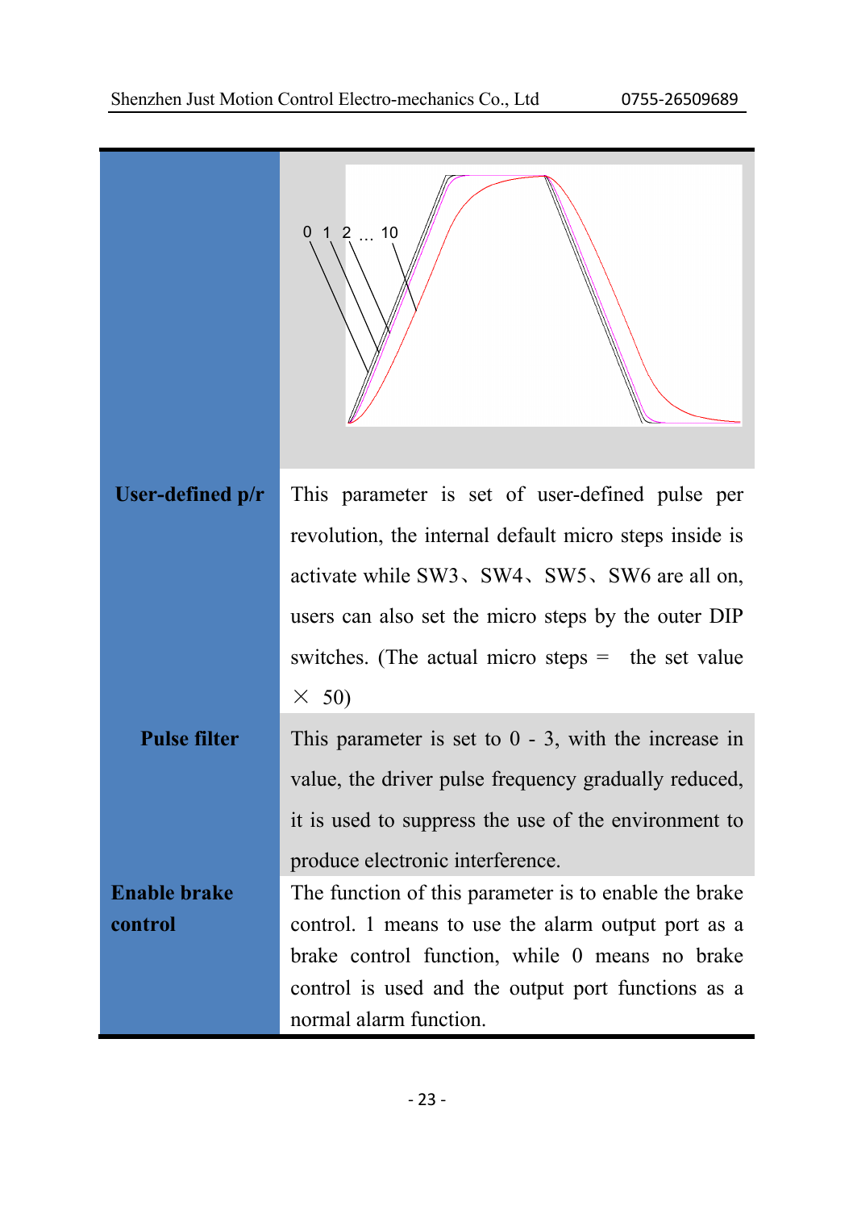| | |
|---|---|
| | 0 1 2 … 10 |
| **User-defined p/r** | This parameter is set of user-defined pulse per revolution, the internal default micro steps inside is activate while SW3、SW4、SW5、SW6 are all on, users can also set the micro steps by the outer DIP switches. (The actual micro steps = the set value × 50) |
| **Pulse filter** | This parameter is set to 0 - 3, with the increase in value, the driver pulse frequency gradually reduced, it is used to suppress the use of the environment to produce electronic interference. |
| **Enable brake control** | The function of this parameter is to enable the brake control. 1 means to use the alarm output port as a brake control function, while 0 means no brake control is used and the output port functions as a normal alarm function. |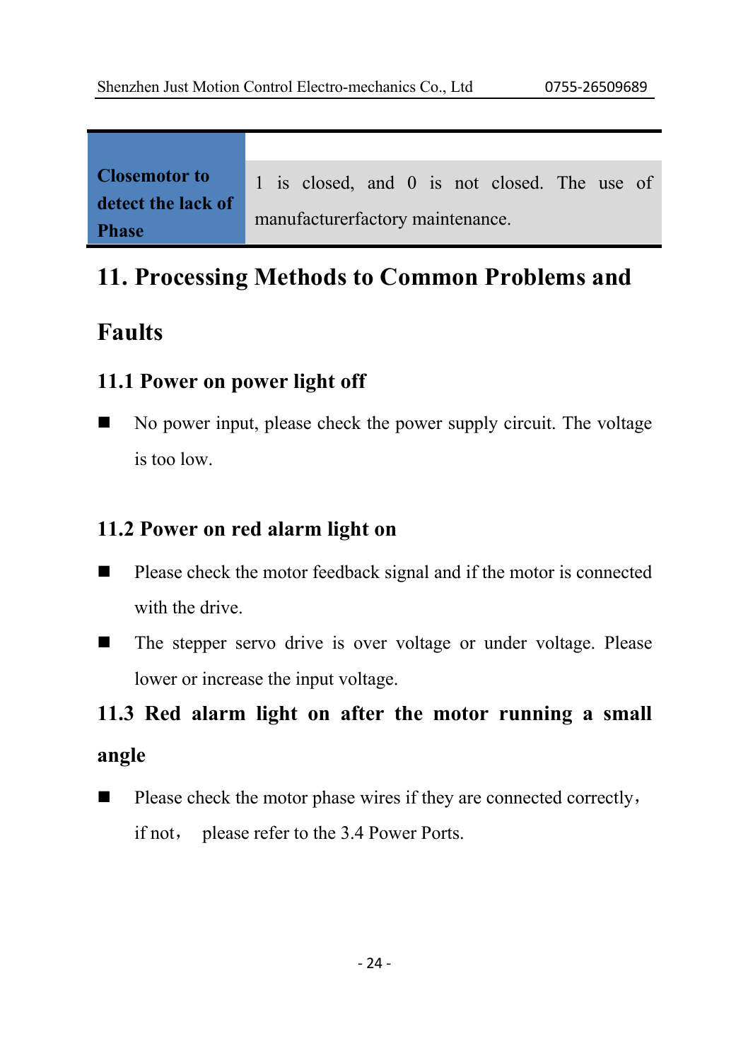| Closemotor to detect the lack of Phase | 1 is closed, and 0 is not closed. The use of manufacturerfactory maintenance. |
|---|---|

# 11. Processing Methods to Common Problems and Faults

## 11.1 Power on power light off

- No power input, please check the power supply circuit. The voltage is too low.

## 11.2 Power on red alarm light on

- Please check the motor feedback signal and if the motor is connected with the drive.
- The stepper servo drive is over voltage or under voltage. Please lower or increase the input voltage.

## 11.3 Red alarm light on after the motor running a small angle

- Please check the motor phase wires if they are connected correctly， if not， please refer to the 3.4 Power Ports.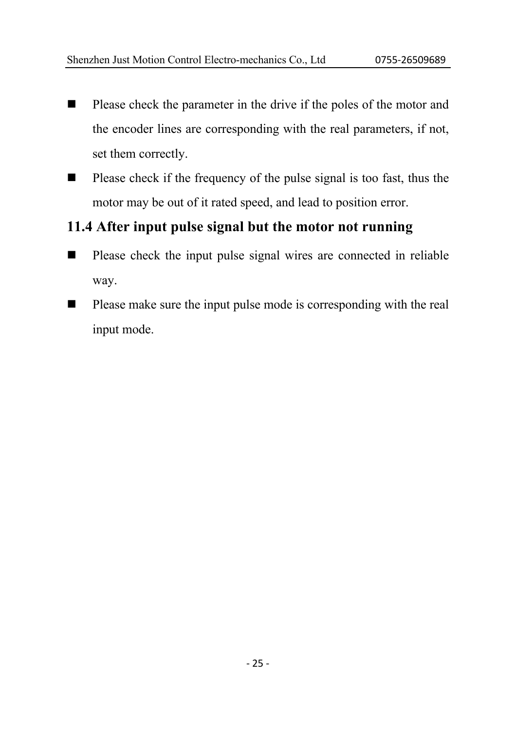- Please check the parameter in the drive if the poles of the motor and the encoder lines are corresponding with the real parameters, if not, set them correctly.
- Please check if the frequency of the pulse signal is too fast, thus the motor may be out of it rated speed, and lead to position error.

## 11.4 After input pulse signal but the motor not running

- Please check the input pulse signal wires are connected in reliable way.
- Please make sure the input pulse mode is corresponding with the real input mode.